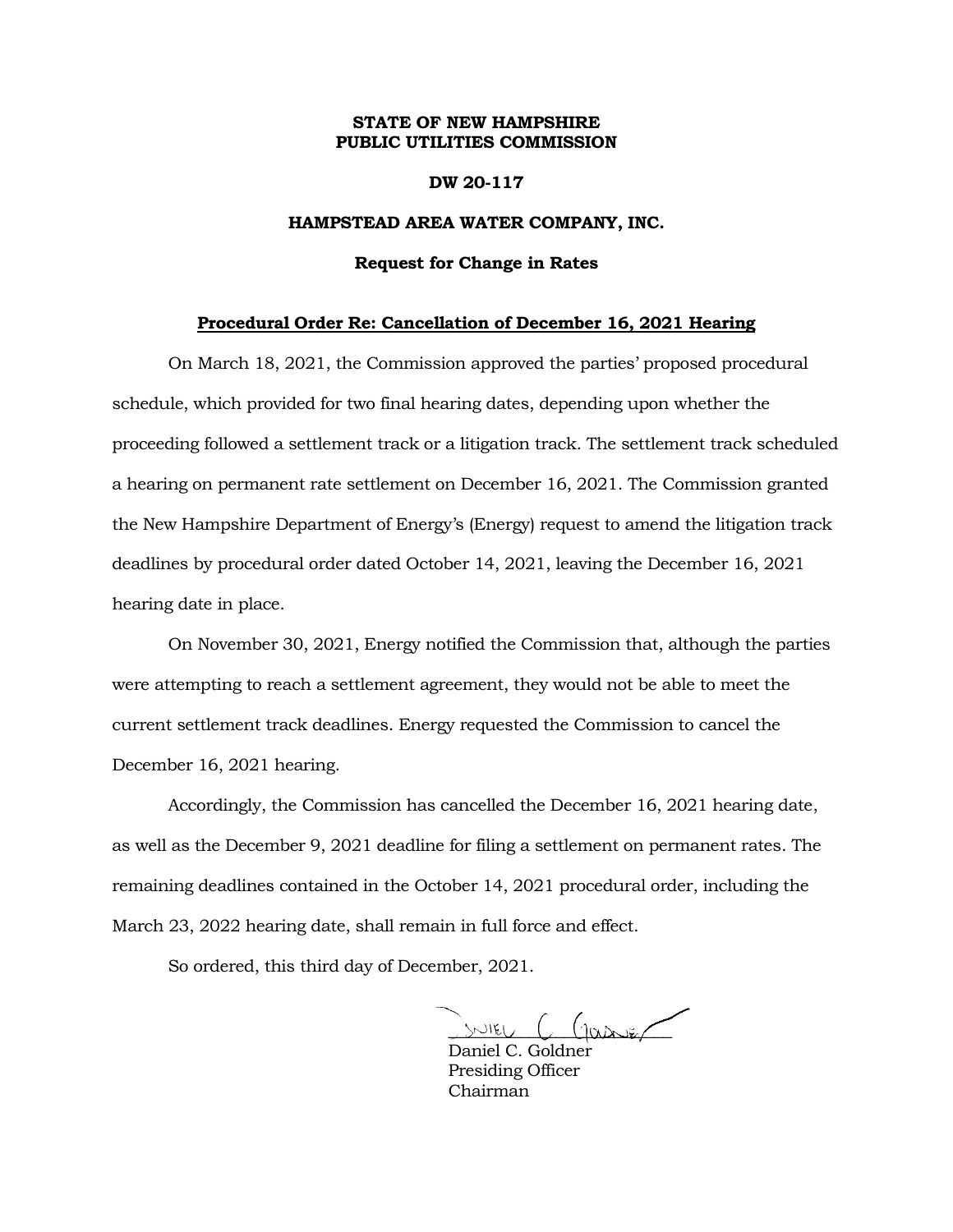**STATE OF NEW HAMPSHIRE**
**PUBLIC UTILITIES COMMISSION**

**DW 20-117**

**HAMPSTEAD AREA WATER COMPANY, INC.**

**Request for Change in Rates**

**Procedural Order Re: Cancellation of December 16, 2021 Hearing**

On March 18, 2021, the Commission approved the parties' proposed procedural schedule, which provided for two final hearing dates, depending upon whether the proceeding followed a settlement track or a litigation track. The settlement track scheduled a hearing on permanent rate settlement on December 16, 2021. The Commission granted the New Hampshire Department of Energy's (Energy) request to amend the litigation track deadlines by procedural order dated October 14, 2021, leaving the December 16, 2021 hearing date in place.

On November 30, 2021, Energy notified the Commission that, although the parties were attempting to reach a settlement agreement, they would not be able to meet the current settlement track deadlines. Energy requested the Commission to cancel the December 16, 2021 hearing.

Accordingly, the Commission has cancelled the December 16, 2021 hearing date, as well as the December 9, 2021 deadline for filing a settlement on permanent rates. The remaining deadlines contained in the October 14, 2021 procedural order, including the March 23, 2022 hearing date, shall remain in full force and effect.

So ordered, this third day of December, 2021.

Daniel C. Goldner
Presiding Officer
Chairman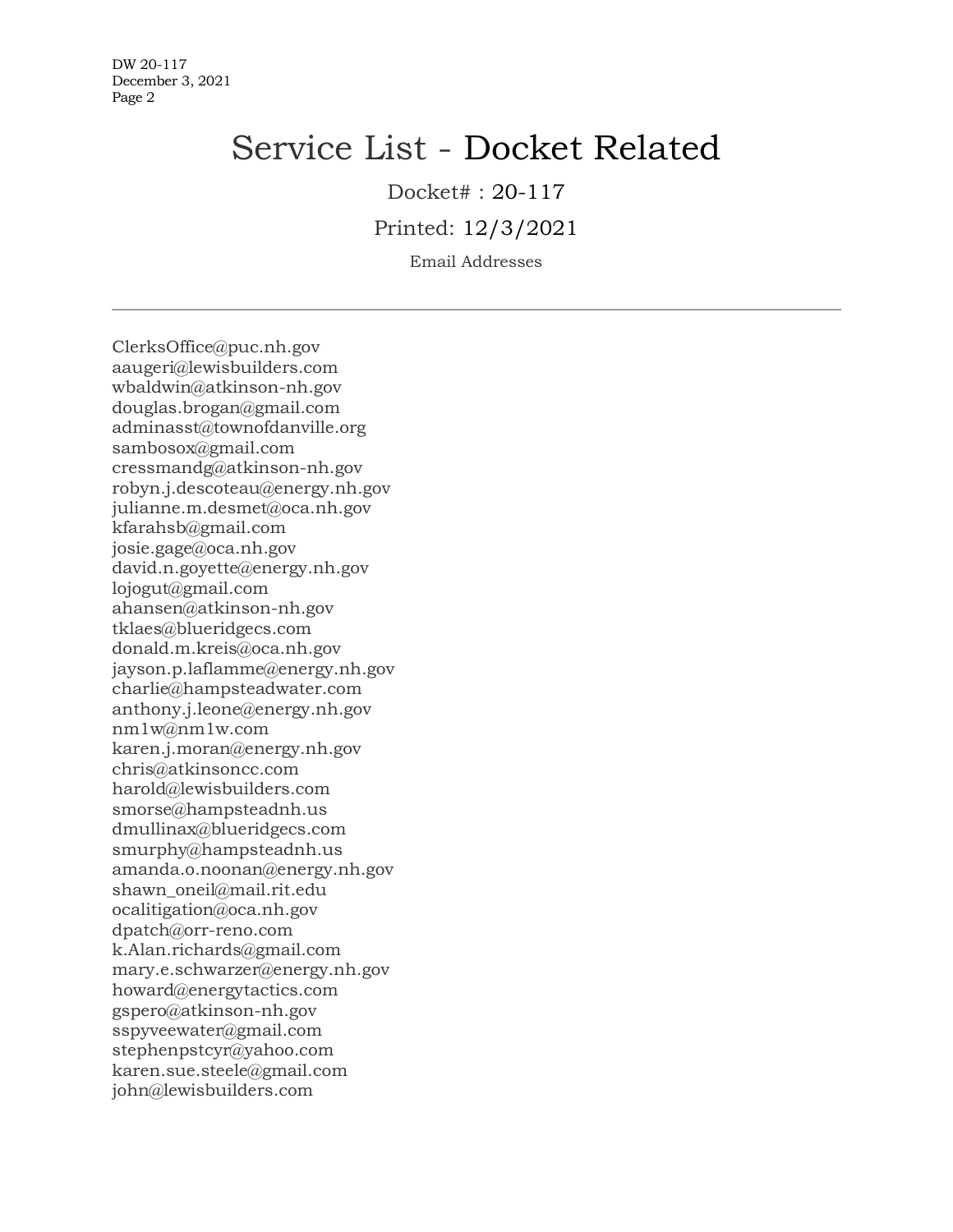# Service List - Docket Related

Docket# : 20-117

Printed: 12/3/2021

Email Addresses

---

ClerksOffice@puc.nh.gov
aaugeri@lewisbuilders.com
wbaldwin@atkinson-nh.gov
douglas.brogan@gmail.com
adminasst@townofdanville.org
sambosox@gmail.com
cressmandg@atkinson-nh.gov
robyn.j.descoteau@energy.nh.gov
julianne.m.desmet@oca.nh.gov
kfarahsb@gmail.com
josie.gage@oca.nh.gov
david.n.goyette@energy.nh.gov
lojogut@gmail.com
ahansen@atkinson-nh.gov
tklaes@blueridgecs.com
donald.m.kreis@oca.nh.gov
jayson.p.laflamme@energy.nh.gov
charlie@hampsteadwater.com
anthony.j.leone@energy.nh.gov
nm1w@nm1w.com
karen.j.moran@energy.nh.gov
chris@atkinsoncc.com
harold@lewisbuilders.com
smorse@hampsteadnh.us
dmullinax@blueridgecs.com
smurphy@hampsteadnh.us
amanda.o.noonan@energy.nh.gov
shawn_oneil@mail.rit.edu
ocalitigation@oca.nh.gov
dpatch@orr-reno.com
k.Alan.richards@gmail.com
mary.e.schwarzer@energy.nh.gov
howard@energytactics.com
gspero@atkinson-nh.gov
sspyveewater@gmail.com
stephenpstcyr@yahoo.com
karen.sue.steele@gmail.com
john@lewisbuilders.com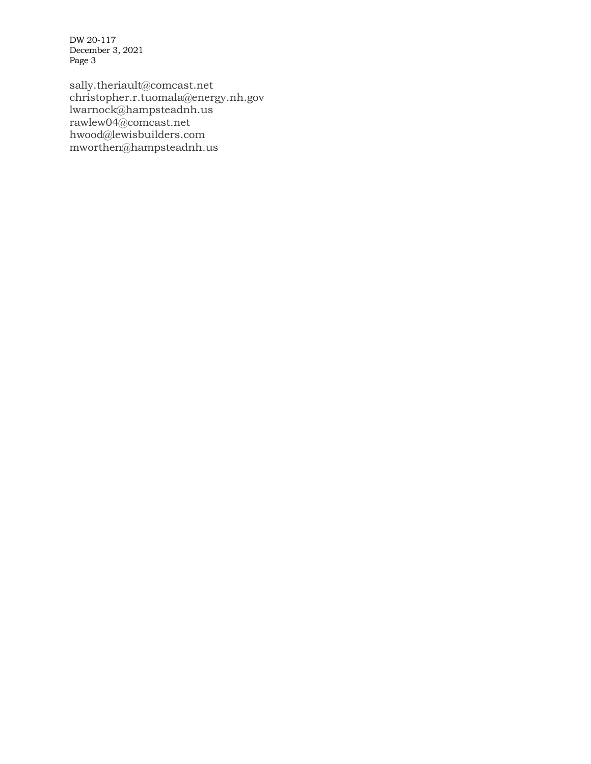sally.theriault@comcast.net
christopher.r.tuomala@energy.nh.gov
lwarnock@hampsteadnh.us
rawlew04@comcast.net
hwood@lewisbuilders.com
mworthen@hampsteadnh.us